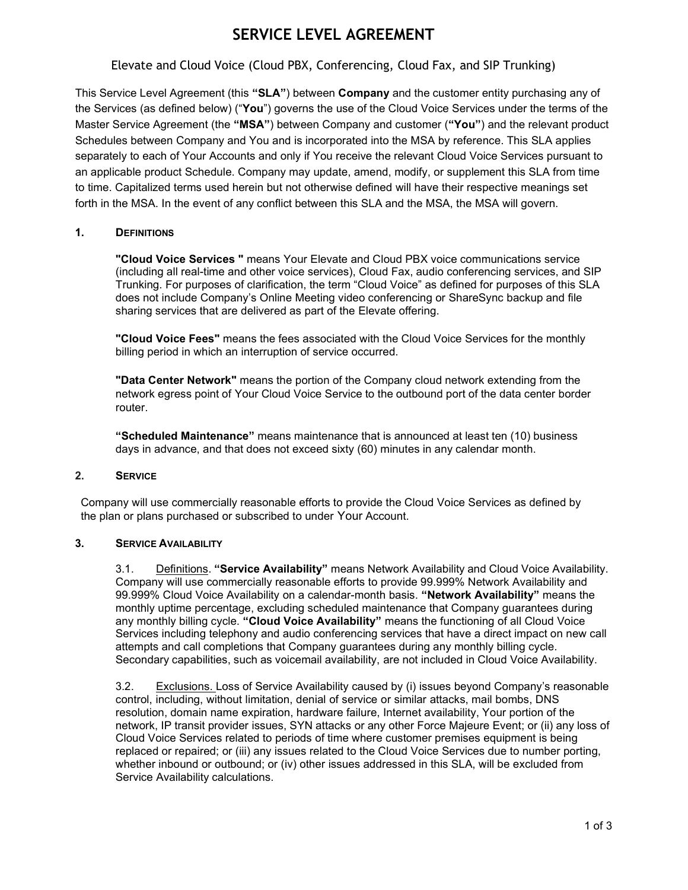# SERVICE LEVEL AGREEMENT

## Elevate and Cloud Voice (Cloud PBX, Conferencing, Cloud Fax, and SIP Trunking)

This Service Level Agreement (this **"SLA"**) between **Company** and the customer entity purchasing any of the Services (as defined below) ("**You**") governs the use of the Cloud Voice Services under the terms of the Master Service Agreement (the **"MSA"**) between Company and customer (**"You"**) and the relevant product Schedules between Company and You and is incorporated into the MSA by reference. This SLA applies separately to each of Your Accounts and only if You receive the relevant Cloud Voice Services pursuant to an applicable product Schedule. Company may update, amend, modify, or supplement this SLA from time to time. Capitalized terms used herein but not otherwise defined will have their respective meanings set forth in the MSA. In the event of any conflict between this SLA and the MSA, the MSA will govern.

### 1. DEFINITIONS

**"Cloud Voice Services "** means Your Elevate and Cloud PBX voice communications service (including all real-time and other voice services), Cloud Fax, audio conferencing services, and SIP Trunking. For purposes of clarification, the term "Cloud Voice" as defined for purposes of this SLA does not include Company's Online Meeting video conferencing or ShareSync backup and file sharing services that are delivered as part of the Elevate offering.

**"Cloud Voice Fees"** means the fees associated with the Cloud Voice Services for the monthly billing period in which an interruption of service occurred.

**"Data Center Network"** means the portion of the Company cloud network extending from the network egress point of Your Cloud Voice Service to the outbound port of the data center border router.

**"Scheduled Maintenance"** means maintenance that is announced at least ten (10) business days in advance, and that does not exceed sixty (60) minutes in any calendar month.

### 2. SERVICE

Company will use commercially reasonable efforts to provide the Cloud Voice Services as defined by the plan or plans purchased or subscribed to under Your Account.

### 3. SERVICE AVAILABILITY

3.1. Definitions. **"Service Availability"** means Network Availability and Cloud Voice Availability. Company will use commercially reasonable efforts to provide 99.999% Network Availability and 99.999% Cloud Voice Availability on a calendar-month basis. **"Network Availability"** means the monthly uptime percentage, excluding scheduled maintenance that Company guarantees during any monthly billing cycle. **"Cloud Voice Availability"** means the functioning of all Cloud Voice Services including telephony and audio conferencing services that have a direct impact on new call attempts and call completions that Company guarantees during any monthly billing cycle. Secondary capabilities, such as voicemail availability, are not included in Cloud Voice Availability.

3.2. Exclusions. Loss of Service Availability caused by (i) issues beyond Company's reasonable control, including, without limitation, denial of service or similar attacks, mail bombs, DNS resolution, domain name expiration, hardware failure, Internet availability, Your portion of the network, IP transit provider issues, SYN attacks or any other Force Majeure Event; or (ii) any loss of Cloud Voice Services related to periods of time where customer premises equipment is being replaced or repaired; or (iii) any issues related to the Cloud Voice Services due to number porting, whether inbound or outbound; or (iv) other issues addressed in this SLA, will be excluded from Service Availability calculations.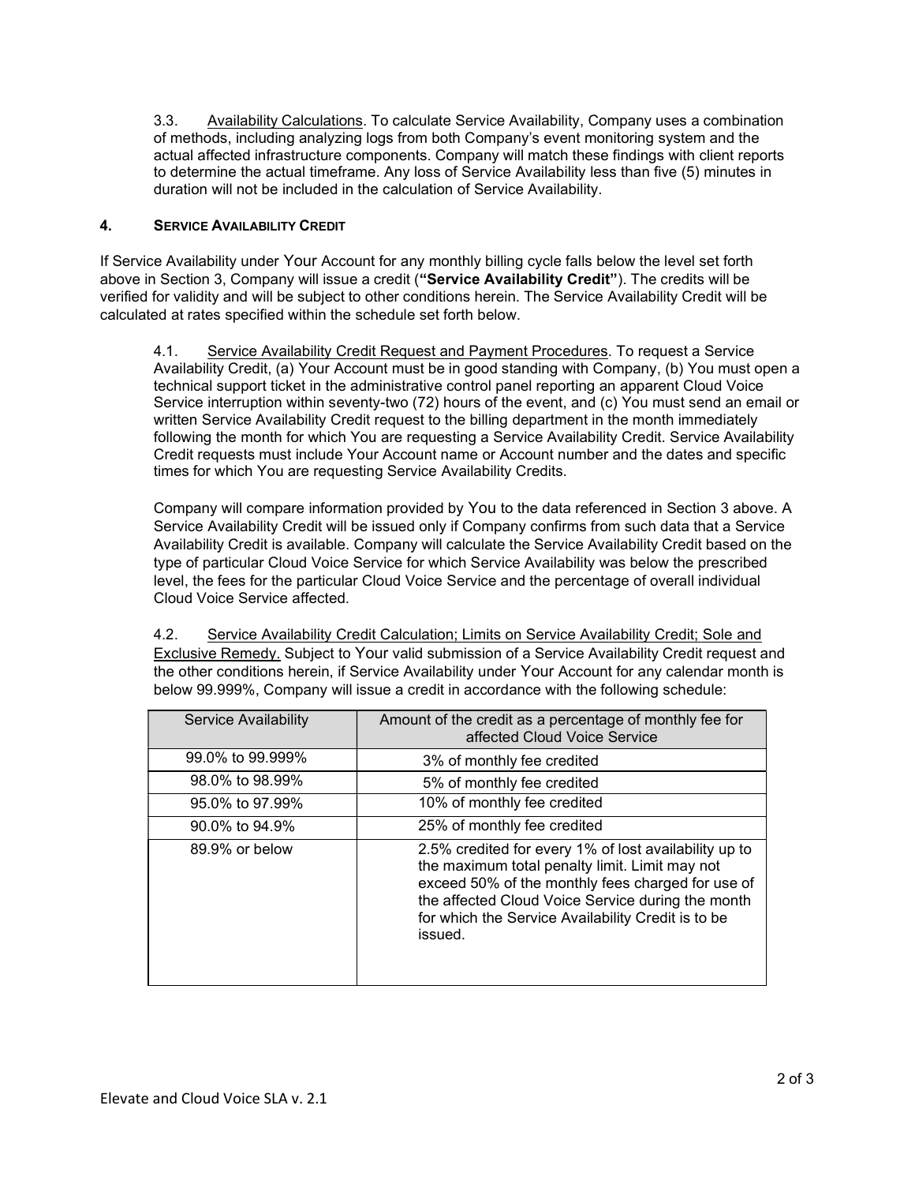3.3. Availability Calculations. To calculate Service Availability, Company uses a combination of methods, including analyzing logs from both Company's event monitoring system and the actual affected infrastructure components. Company will match these findings with client reports to determine the actual timeframe. Any loss of Service Availability less than five (5) minutes in duration will not be included in the calculation of Service Availability.

## 4. SERVICE AVAILABILITY CREDIT

If Service Availability under Your Account for any monthly billing cycle falls below the level set forth above in Section 3, Company will issue a credit (**"Service Availability Credit"**). The credits will be verified for validity and will be subject to other conditions herein. The Service Availability Credit will be calculated at rates specified within the schedule set forth below.

4.1. Service Availability Credit Request and Payment Procedures. To request a Service Availability Credit, (a) Your Account must be in good standing with Company, (b) You must open a technical support ticket in the administrative control panel reporting an apparent Cloud Voice Service interruption within seventy-two (72) hours of the event, and (c) You must send an email or written Service Availability Credit request to the billing department in the month immediately following the month for which You are requesting a Service Availability Credit. Service Availability Credit requests must include Your Account name or Account number and the dates and specific times for which You are requesting Service Availability Credits.

Company will compare information provided by You to the data referenced in Section 3 above. A Service Availability Credit will be issued only if Company confirms from such data that a Service Availability Credit is available. Company will calculate the Service Availability Credit based on the type of particular Cloud Voice Service for which Service Availability was below the prescribed level, the fees for the particular Cloud Voice Service and the percentage of overall individual Cloud Voice Service affected.

4.2. Service Availability Credit Calculation; Limits on Service Availability Credit; Sole and Exclusive Remedy. Subject to Your valid submission of a Service Availability Credit request and the other conditions herein, if Service Availability under Your Account for any calendar month is below 99.999%, Company will issue a credit in accordance with the following schedule:

| Service Availability | Amount of the credit as a percentage of monthly fee for affected Cloud Voice Service |
|---|---|
| 99.0% to 99.999% | 3% of monthly fee credited |
| 98.0% to 98.99% | 5% of monthly fee credited |
| 95.0% to 97.99% | 10% of monthly fee credited |
| 90.0% to 94.9% | 25% of monthly fee credited |
| 89.9% or below | 2.5% credited for every 1% of lost availability up to the maximum total penalty limit. Limit may not exceed 50% of the monthly fees charged for use of the affected Cloud Voice Service during the month for which the Service Availability Credit is to be issued. |

Elevate and Cloud Voice SLA v. 2.1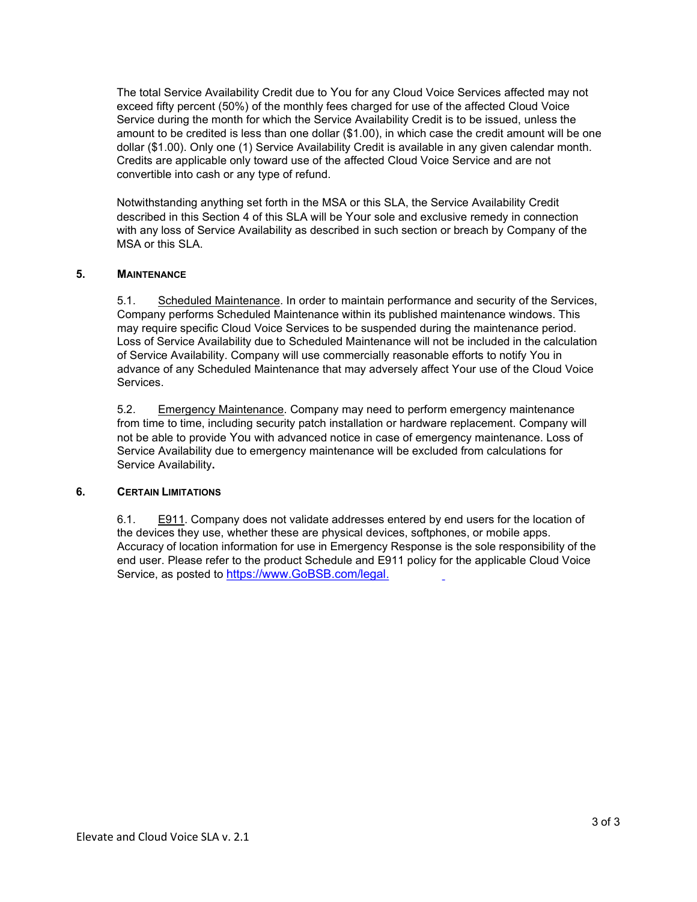The total Service Availability Credit due to You for any Cloud Voice Services affected may not exceed fifty percent (50%) of the monthly fees charged for use of the affected Cloud Voice Service during the month for which the Service Availability Credit is to be issued, unless the amount to be credited is less than one dollar ($1.00), in which case the credit amount will be one dollar ($1.00). Only one (1) Service Availability Credit is available in any given calendar month. Credits are applicable only toward use of the affected Cloud Voice Service and are not convertible into cash or any type of refund.

Notwithstanding anything set forth in the MSA or this SLA, the Service Availability Credit described in this Section 4 of this SLA will be Your sole and exclusive remedy in connection with any loss of Service Availability as described in such section or breach by Company of the MSA or this SLA.

## 5. MAINTENANCE

5.1. Scheduled Maintenance. In order to maintain performance and security of the Services, Company performs Scheduled Maintenance within its published maintenance windows. This may require specific Cloud Voice Services to be suspended during the maintenance period. Loss of Service Availability due to Scheduled Maintenance will not be included in the calculation of Service Availability. Company will use commercially reasonable efforts to notify You in advance of any Scheduled Maintenance that may adversely affect Your use of the Cloud Voice Services.

5.2. Emergency Maintenance. Company may need to perform emergency maintenance from time to time, including security patch installation or hardware replacement. Company will not be able to provide You with advanced notice in case of emergency maintenance. Loss of Service Availability due to emergency maintenance will be excluded from calculations for Service Availability.

## 6. CERTAIN LIMITATIONS

6.1. E911. Company does not validate addresses entered by end users for the location of the devices they use, whether these are physical devices, softphones, or mobile apps. Accuracy of location information for use in Emergency Response is the sole responsibility of the end user. Please refer to the product Schedule and E911 policy for the applicable Cloud Voice Service, as posted to https://www.GoBSB.com/legal.